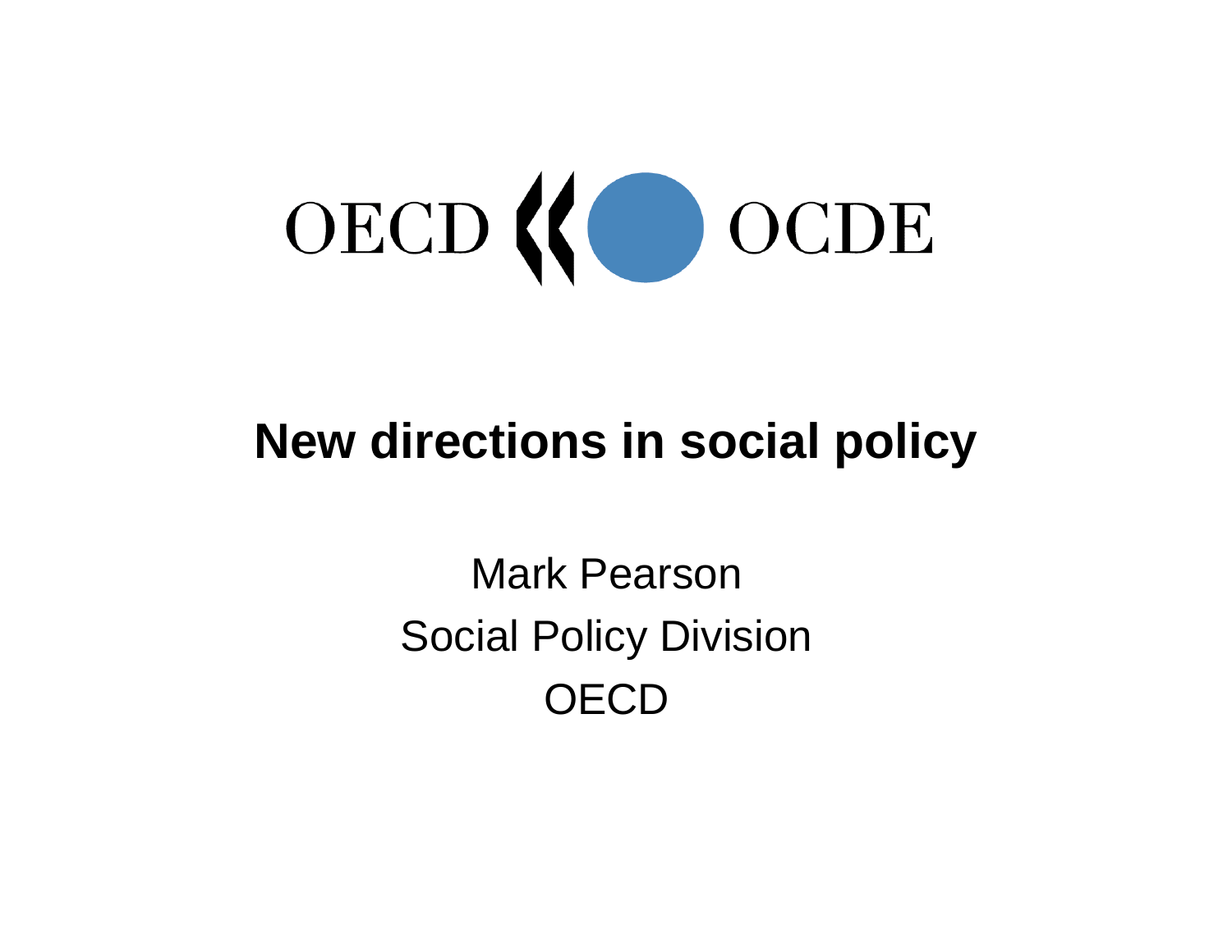OECD OCDE

# New directions in social policy

Mark Pearson

Social Policy Division

OECD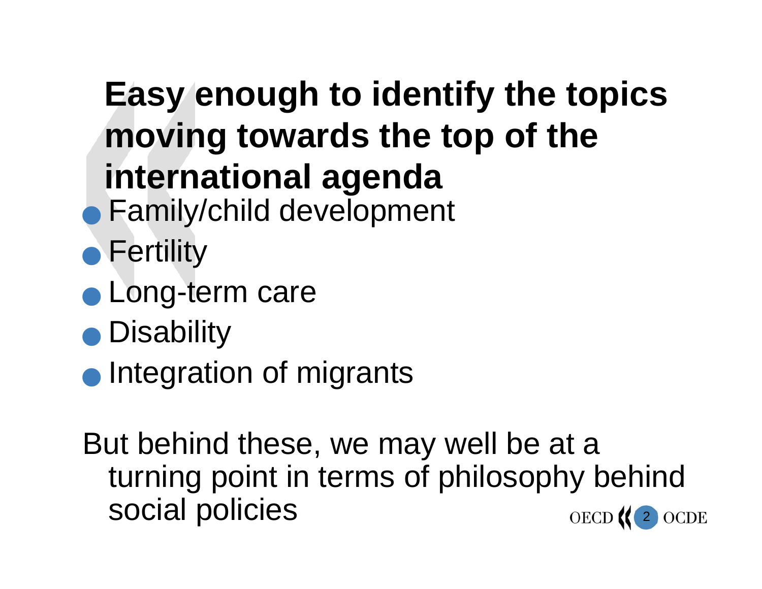## Easy enough to identify the topics moving towards the top of the international agenda

- Family/child development
- Fertility
- Long-term care
- Disability
- Integration of migrants

But behind these, we may well be at a turning point in terms of philosophy behind social policies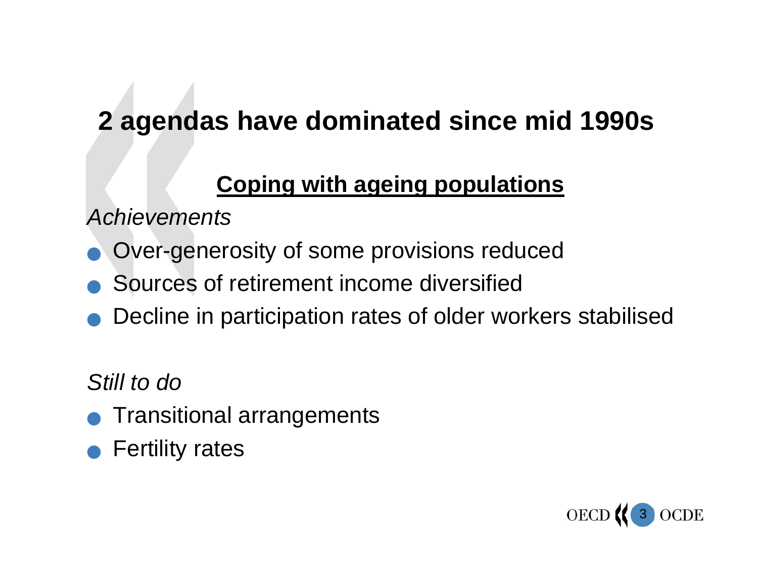# 2 agendas have dominated since mid 1990s

## Coping with ageing populations

*Achievements*

- Over-generosity of some provisions reduced
- Sources of retirement income diversified
- Decline in participation rates of older workers stabilised

*Still to do*

- Transitional arrangements
- Fertility rates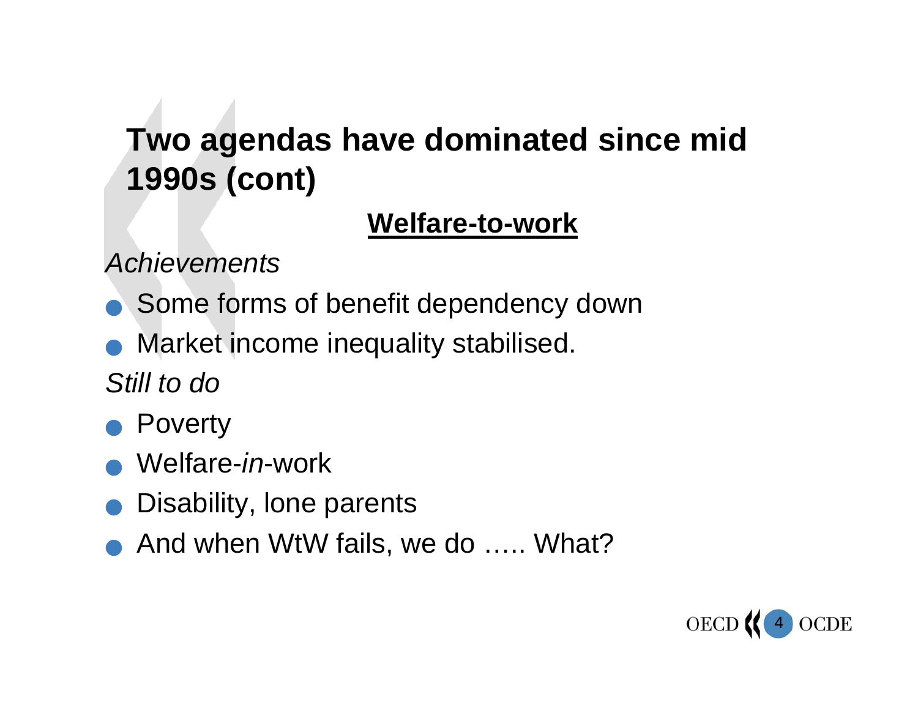# Two agendas have dominated since mid 1990s (cont)

## Welfare-to-work

*Achievements*

- Some forms of benefit dependency down
- Market income inequality stabilised.

*Still to do*

- Poverty
- Welfare-*in*-work
- Disability, lone parents
- And when WtW fails, we do ….. What?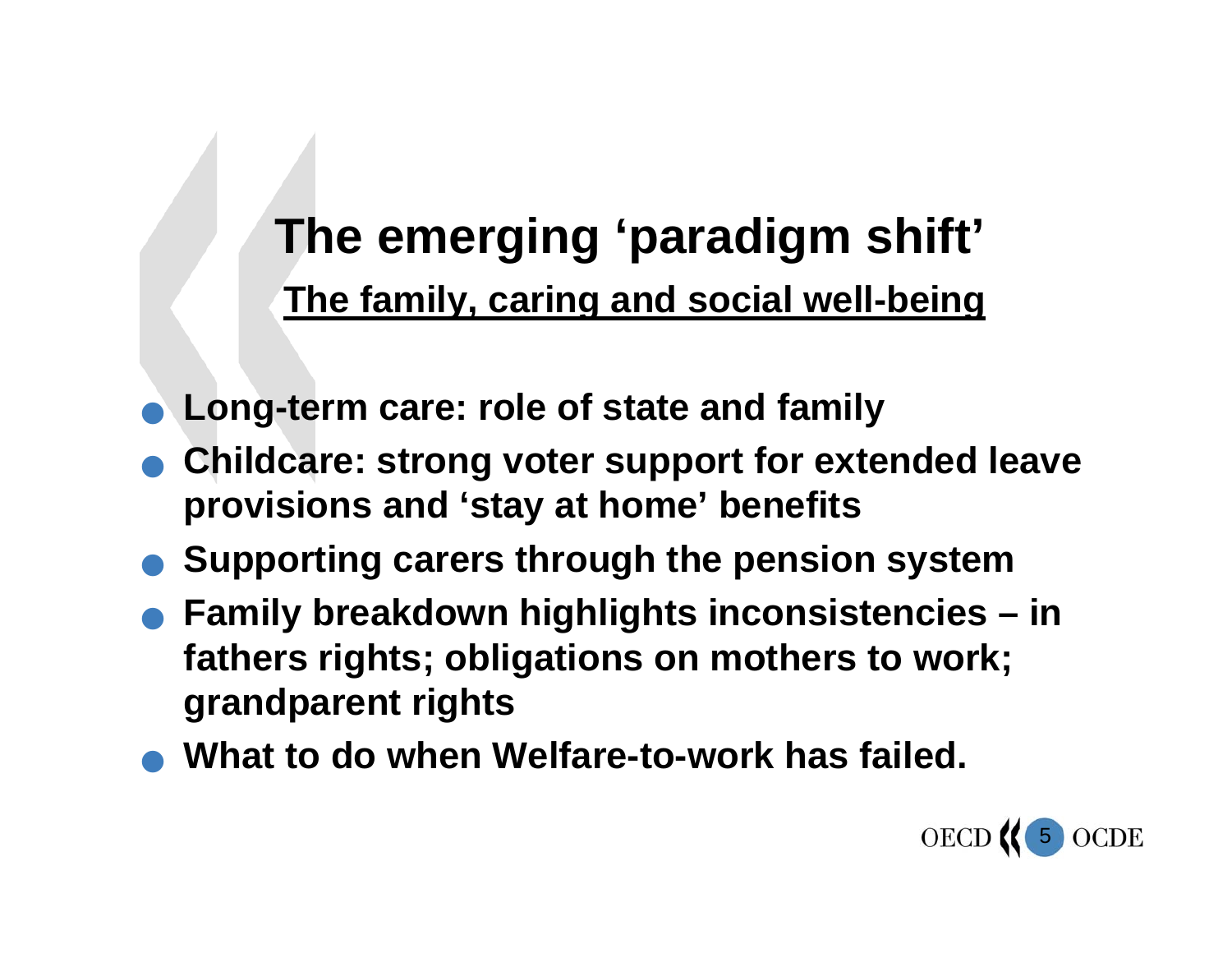# The emerging 'paradigm shift'

## The family, caring and social well-being

- Long-term care: role of state and family
- Childcare: strong voter support for extended leave provisions and 'stay at home' benefits
- Supporting carers through the pension system
- Family breakdown highlights inconsistencies – in fathers rights; obligations on mothers to work; grandparent rights
- What to do when Welfare-to-work has failed.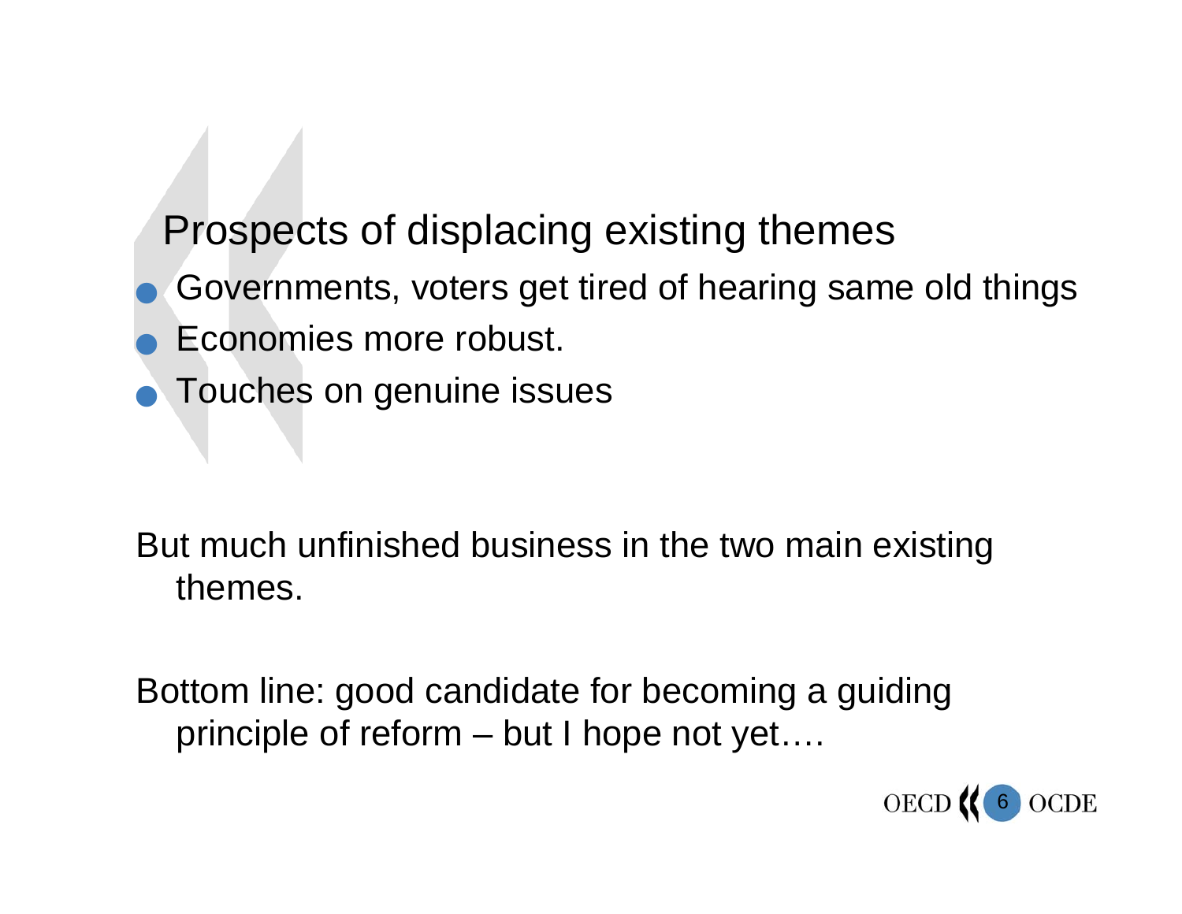## Prospects of displacing existing themes

- Governments, voters get tired of hearing same old things
- Economies more robust.
- Touches on genuine issues

But much unfinished business in the two main existing themes.

Bottom line: good candidate for becoming a guiding principle of reform – but I hope not yet….